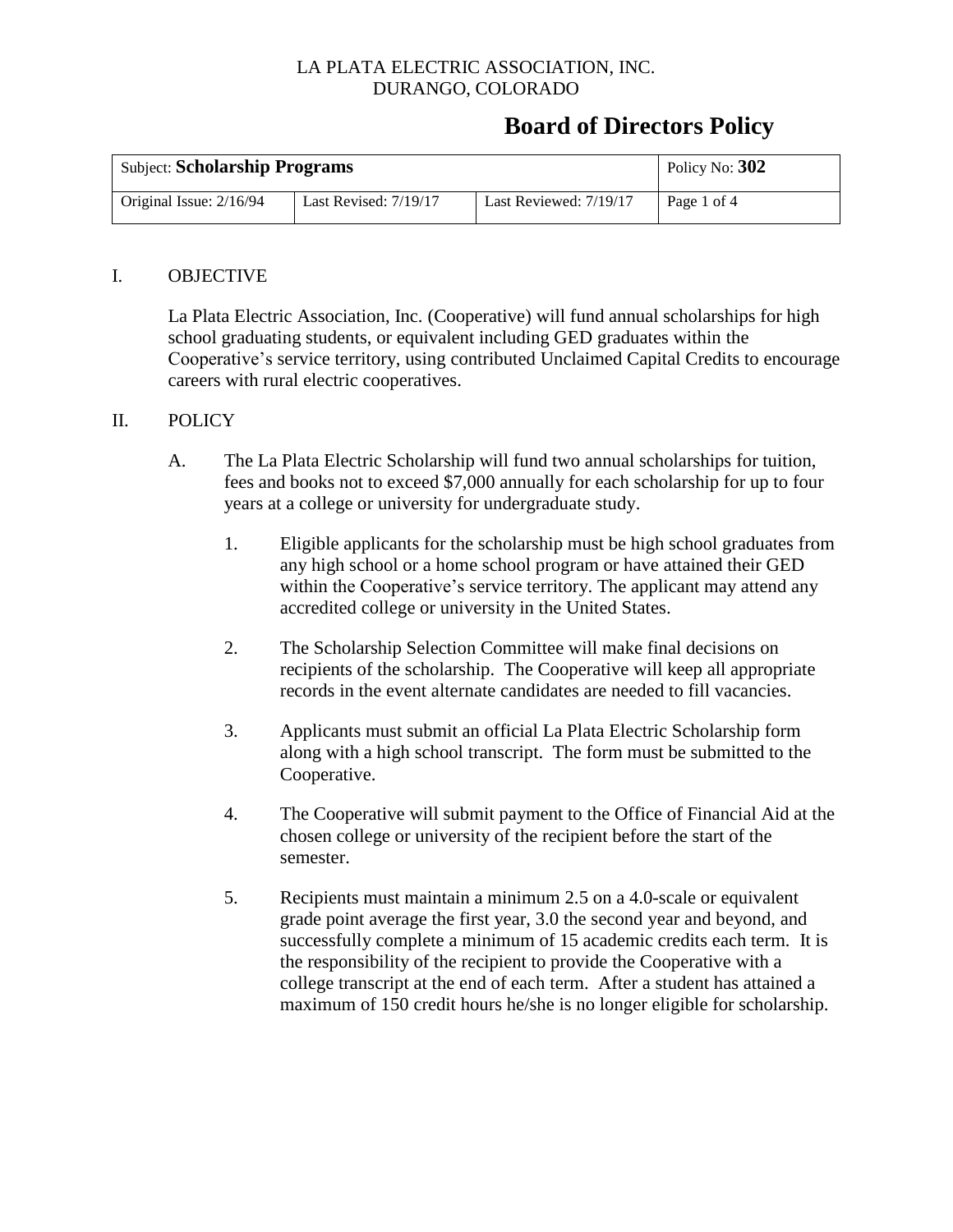LA PLATA ELECTRIC ASSOCIATION, INC.
DURANGO, COLORADO

# Board of Directors Policy

| Subject: **Scholarship Programs** | | | Policy No: **302** |
|---|---|---|---|
| Original Issue: 2/16/94 | Last Revised: 7/19/17 | Last Reviewed: 7/19/17 | Page 1 of 4 |

## I. OBJECTIVE

La Plata Electric Association, Inc. (Cooperative) will fund annual scholarships for high school graduating students, or equivalent including GED graduates within the Cooperative's service territory, using contributed Unclaimed Capital Credits to encourage careers with rural electric cooperatives.

## II. POLICY

A. The La Plata Electric Scholarship will fund two annual scholarships for tuition, fees and books not to exceed $7,000 annually for each scholarship for up to four years at a college or university for undergraduate study.

1. Eligible applicants for the scholarship must be high school graduates from any high school or a home school program or have attained their GED within the Cooperative's service territory. The applicant may attend any accredited college or university in the United States.

2. The Scholarship Selection Committee will make final decisions on recipients of the scholarship. The Cooperative will keep all appropriate records in the event alternate candidates are needed to fill vacancies.

3. Applicants must submit an official La Plata Electric Scholarship form along with a high school transcript. The form must be submitted to the Cooperative.

4. The Cooperative will submit payment to the Office of Financial Aid at the chosen college or university of the recipient before the start of the semester.

5. Recipients must maintain a minimum 2.5 on a 4.0-scale or equivalent grade point average the first year, 3.0 the second year and beyond, and successfully complete a minimum of 15 academic credits each term. It is the responsibility of the recipient to provide the Cooperative with a college transcript at the end of each term. After a student has attained a maximum of 150 credit hours he/she is no longer eligible for scholarship.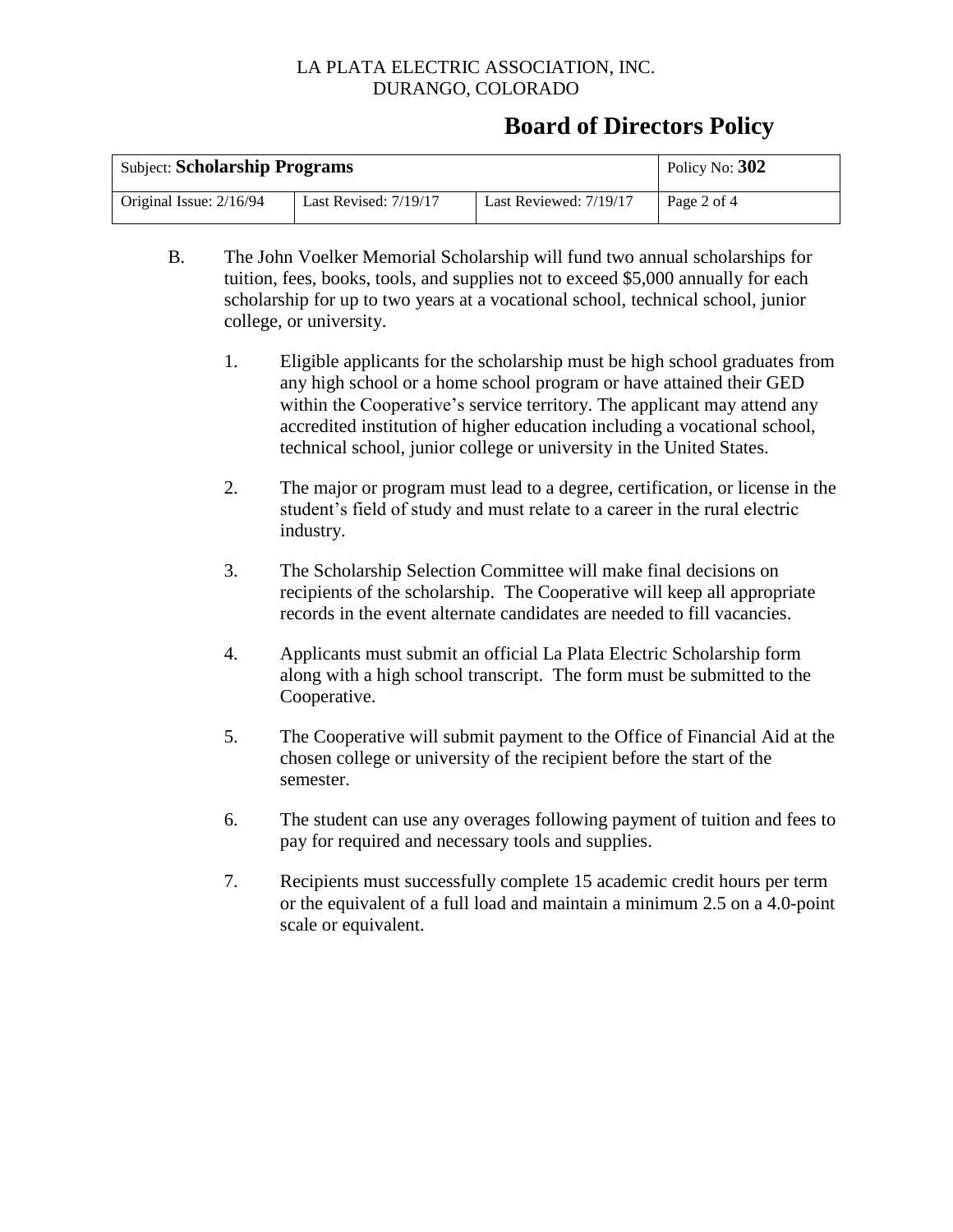B. The John Voelker Memorial Scholarship will fund two annual scholarships for tuition, fees, books, tools, and supplies not to exceed $5,000 annually for each scholarship for up to two years at a vocational school, technical school, junior college, or university.

1. Eligible applicants for the scholarship must be high school graduates from any high school or a home school program or have attained their GED within the Cooperative's service territory. The applicant may attend any accredited institution of higher education including a vocational school, technical school, junior college or university in the United States.

2. The major or program must lead to a degree, certification, or license in the student's field of study and must relate to a career in the rural electric industry.

3. The Scholarship Selection Committee will make final decisions on recipients of the scholarship. The Cooperative will keep all appropriate records in the event alternate candidates are needed to fill vacancies.

4. Applicants must submit an official La Plata Electric Scholarship form along with a high school transcript. The form must be submitted to the Cooperative.

5. The Cooperative will submit payment to the Office of Financial Aid at the chosen college or university of the recipient before the start of the semester.

6. The student can use any overages following payment of tuition and fees to pay for required and necessary tools and supplies.

7. Recipients must successfully complete 15 academic credit hours per term or the equivalent of a full load and maintain a minimum 2.5 on a 4.0-point scale or equivalent.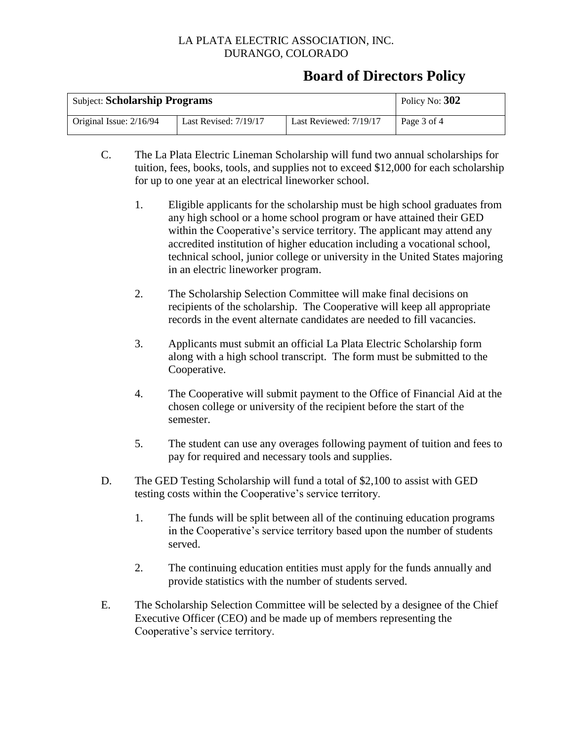C. The La Plata Electric Lineman Scholarship will fund two annual scholarships for tuition, fees, books, tools, and supplies not to exceed $12,000 for each scholarship for up to one year at an electrical lineworker school.

   1. Eligible applicants for the scholarship must be high school graduates from any high school or a home school program or have attained their GED within the Cooperative's service territory. The applicant may attend any accredited institution of higher education including a vocational school, technical school, junior college or university in the United States majoring in an electric lineworker program.

   2. The Scholarship Selection Committee will make final decisions on recipients of the scholarship. The Cooperative will keep all appropriate records in the event alternate candidates are needed to fill vacancies.

   3. Applicants must submit an official La Plata Electric Scholarship form along with a high school transcript. The form must be submitted to the Cooperative.

   4. The Cooperative will submit payment to the Office of Financial Aid at the chosen college or university of the recipient before the start of the semester.

   5. The student can use any overages following payment of tuition and fees to pay for required and necessary tools and supplies.

D. The GED Testing Scholarship will fund a total of $2,100 to assist with GED testing costs within the Cooperative's service territory.

   1. The funds will be split between all of the continuing education programs in the Cooperative's service territory based upon the number of students served.

   2. The continuing education entities must apply for the funds annually and provide statistics with the number of students served.

E. The Scholarship Selection Committee will be selected by a designee of the Chief Executive Officer (CEO) and be made up of members representing the Cooperative's service territory.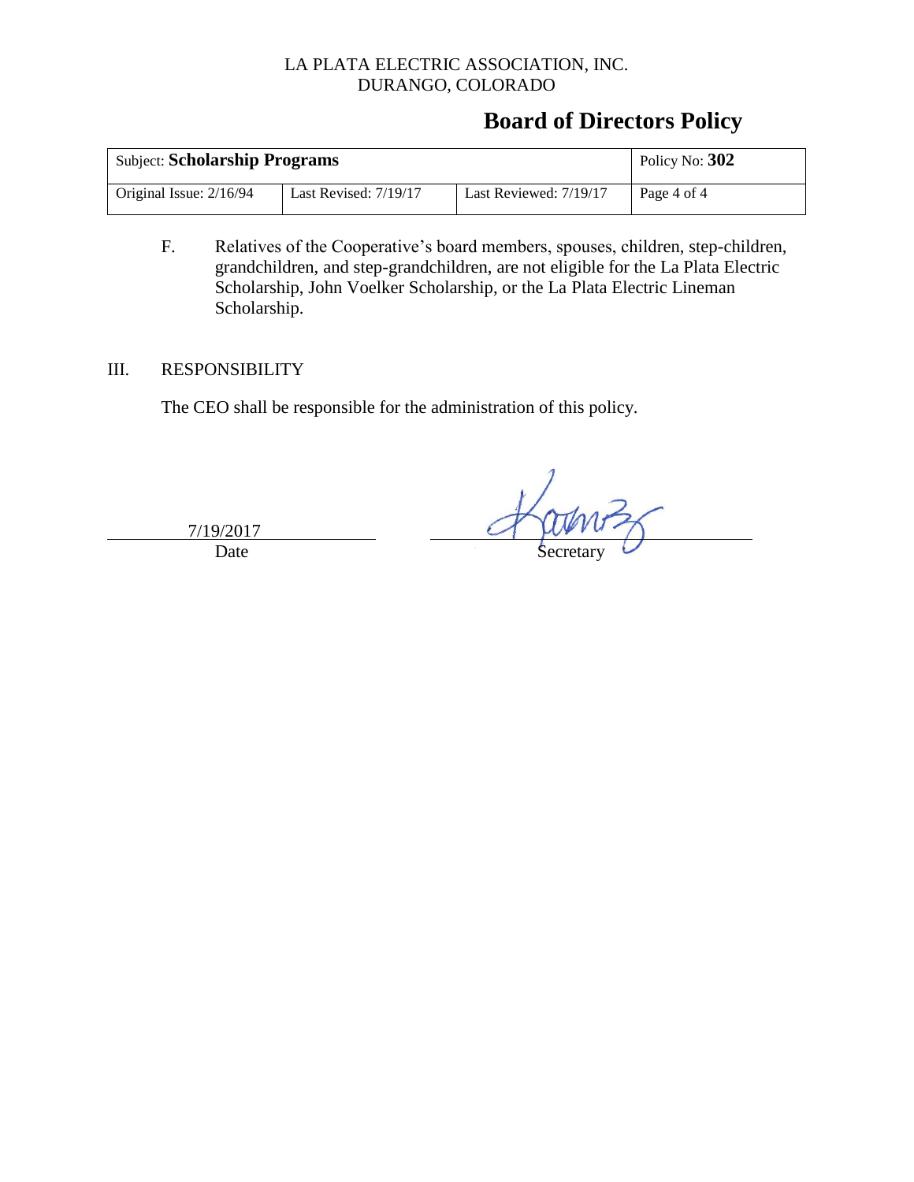LA PLATA ELECTRIC ASSOCIATION, INC.
DURANGO, COLORADO

# Board of Directors Policy

| Subject: **Scholarship Programs** | | | Policy No: **302** |
|---|---|---|---|
| Original Issue: 2/16/94 | Last Revised: 7/19/17 | Last Reviewed: 7/19/17 | Page 4 of 4 |

F. Relatives of the Cooperative's board members, spouses, children, step-children, grandchildren, and step-grandchildren, are not eligible for the La Plata Electric Scholarship, John Voelker Scholarship, or the La Plata Electric Lineman Scholarship.

III. RESPONSIBILITY

The CEO shall be responsible for the administration of this policy.

7/19/2017
Date

Secretary